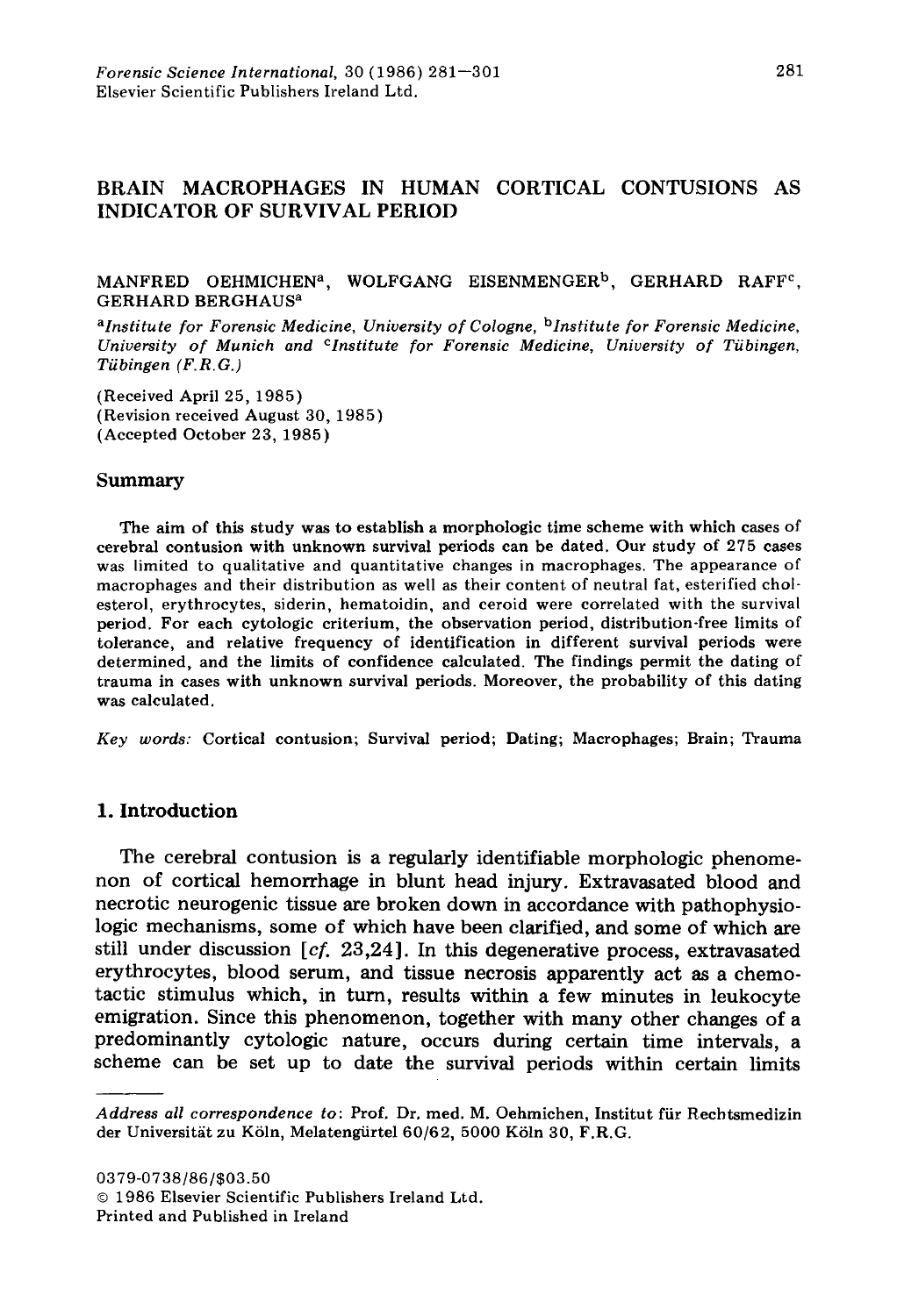# BRAIN MACROPHAGES IN HUMAN CORTICAL CONTUSIONS AS INDICATOR OF SURVIVAL PERIOD

MANFRED OEHMICHEN[a], WOLFGANG EISENMENGER[b], GERHARD RAFF[c], GERHARD BERGHAUS[a]

[a]*Institute for Forensic Medicine, University of Cologne,* [b]*Institute for Forensic Medicine, University of Munich and* [c]*Institute for Forensic Medicine, University of Tübingen, Tübingen (F.R.G.)*

(Received April 25, 1985)
(Revision received August 30, 1985)
(Accepted October 23, 1985)

## Summary

The aim of this study was to establish a morphologic time scheme with which cases of cerebral contusion with unknown survival periods can be dated. Our study of 275 cases was limited to qualitative and quantitative changes in macrophages. The appearance of macrophages and their distribution as well as their content of neutral fat, esterified cholesterol, erythrocytes, siderin, hematoidin, and ceroid were correlated with the survival period. For each cytologic criterium, the observation period, distribution-free limits of tolerance, and relative frequency of identification in different survival periods were determined, and the limits of confidence calculated. The findings permit the dating of trauma in cases with unknown survival periods. Moreover, the probability of this dating was calculated.

*Key words:* Cortical contusion; Survival period; Dating; Macrophages; Brain; Trauma

## 1. Introduction

The cerebral contusion is a regularly identifiable morphologic phenomenon of cortical hemorrhage in blunt head injury. Extravasated blood and necrotic neurogenic tissue are broken down in accordance with pathophysiologic mechanisms, some of which have been clarified, and some of which are still under discussion [*cf.* 23,24]. In this degenerative process, extravasated erythrocytes, blood serum, and tissue necrosis apparently act as a chemotactic stimulus which, in turn, results within a few minutes in leukocyte emigration. Since this phenomenon, together with many other changes of a predominantly cytologic nature, occurs during certain time intervals, a scheme can be set up to date the survival periods within certain limits

---

*Address all correspondence to*: Prof. Dr. med. M. Oehmichen, Institut für Rechtsmedizin der Universität zu Köln, Melatengürtel 60/62, 5000 Köln 30, F.R.G.

0379-0738/86/$03.50
© 1986 Elsevier Scientific Publishers Ireland Ltd.
Printed and Published in Ireland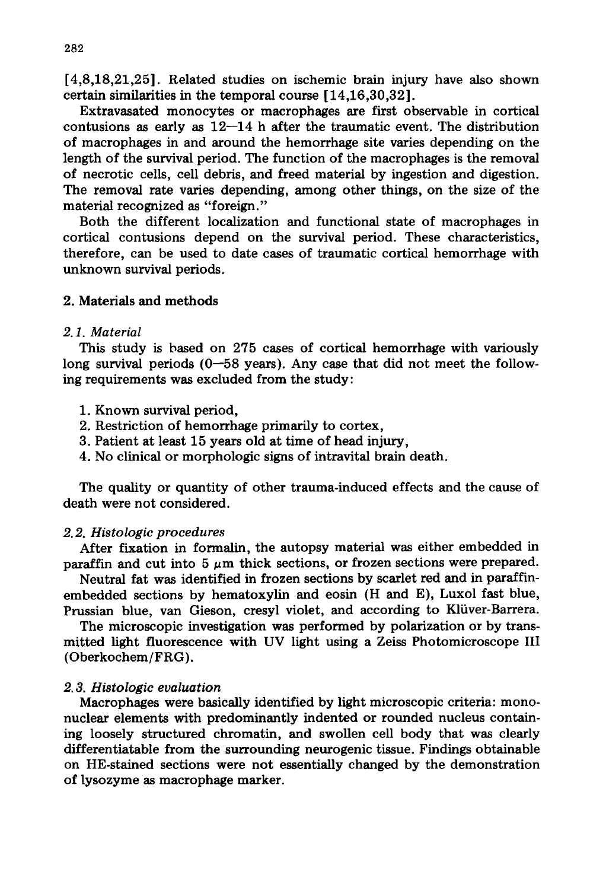[4,8,18,21,25]. Related studies on ischemic brain injury have also shown certain similarities in the temporal course [14,16,30,32].

Extravasated monocytes or macrophages are first observable in cortical contusions as early as 12–14 h after the traumatic event. The distribution of macrophages in and around the hemorrhage site varies depending on the length of the survival period. The function of the macrophages is the removal of necrotic cells, cell debris, and freed material by ingestion and digestion. The removal rate varies depending, among other things, on the size of the material recognized as "foreign."

Both the different localization and functional state of macrophages in cortical contusions depend on the survival period. These characteristics, therefore, can be used to date cases of traumatic cortical hemorrhage with unknown survival periods.

## 2. Materials and methods

### *2.1. Material*

This study is based on 275 cases of cortical hemorrhage with variously long survival periods (0–58 years). Any case that did not meet the following requirements was excluded from the study:

1. Known survival period,
2. Restriction of hemorrhage primarily to cortex,
3. Patient at least 15 years old at time of head injury,
4. No clinical or morphologic signs of intravital brain death.

The quality or quantity of other trauma-induced effects and the cause of death were not considered.

### *2.2. Histologic procedures*

After fixation in formalin, the autopsy material was either embedded in paraffin and cut into 5 $\mu$m thick sections, or frozen sections were prepared.

Neutral fat was identified in frozen sections by scarlet red and in paraffin-embedded sections by hematoxylin and eosin (H and E), Luxol fast blue, Prussian blue, van Gieson, cresyl violet, and according to Klüver-Barrera.

The microscopic investigation was performed by polarization or by transmitted light fluorescence with UV light using a Zeiss Photomicroscope III (Oberkochem/FRG).

### *2.3. Histologic evaluation*

Macrophages were basically identified by light microscopic criteria: mononuclear elements with predominantly indented or rounded nucleus containing loosely structured chromatin, and swollen cell body that was clearly differentiatable from the surrounding neurogenic tissue. Findings obtainable on HE-stained sections were not essentially changed by the demonstration of lysozyme as macrophage marker.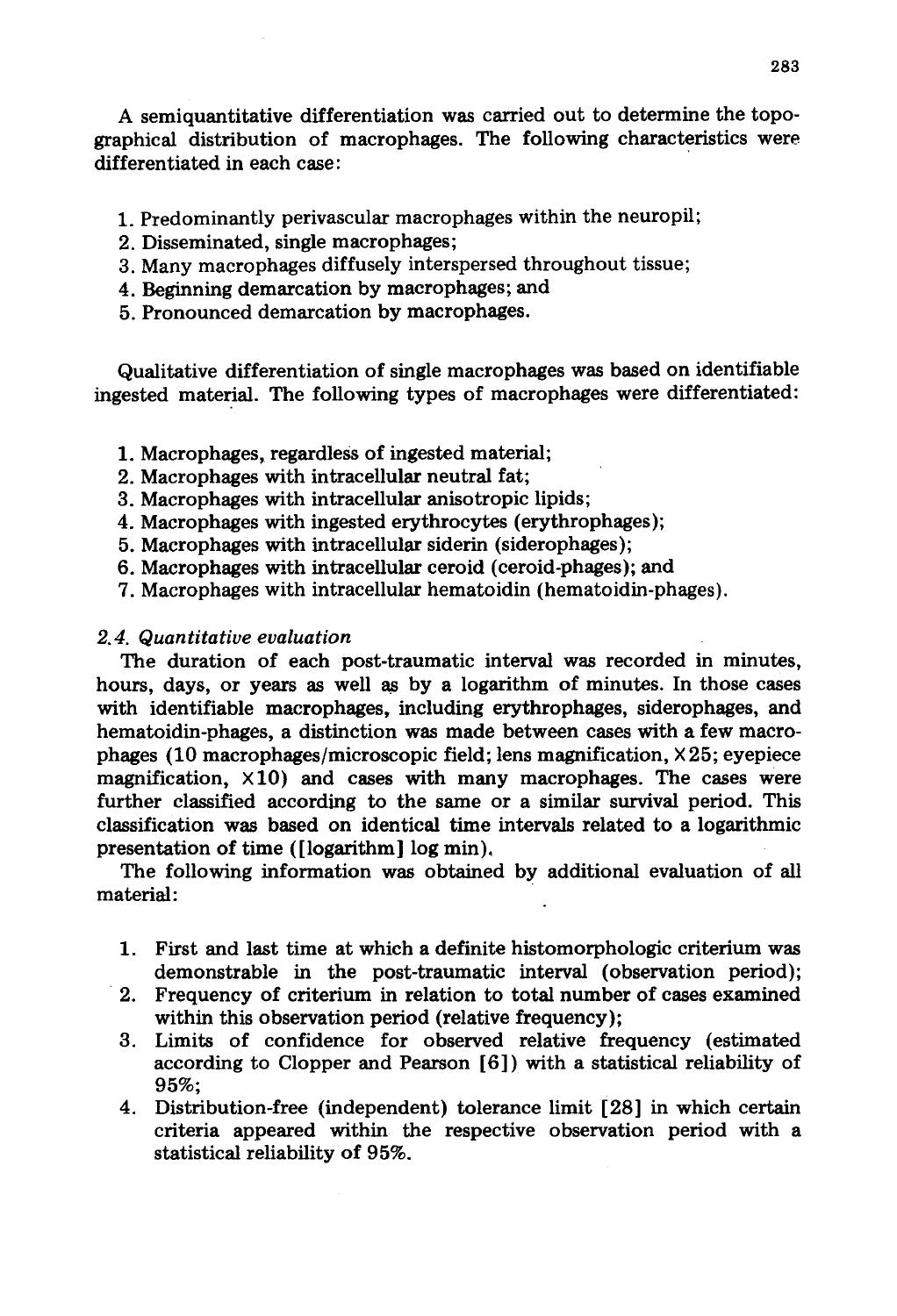A semiquantitative differentiation was carried out to determine the topographical distribution of macrophages. The following characteristics were differentiated in each case:

1. Predominantly perivascular macrophages within the neuropil;
2. Disseminated, single macrophages;
3. Many macrophages diffusely interspersed throughout tissue;
4. Beginning demarcation by macrophages; and
5. Pronounced demarcation by macrophages.

Qualitative differentiation of single macrophages was based on identifiable ingested material. The following types of macrophages were differentiated:

1. Macrophages, regardless of ingested material;
2. Macrophages with intracellular neutral fat;
3. Macrophages with intracellular anisotropic lipids;
4. Macrophages with ingested erythrocytes (erythrophages);
5. Macrophages with intracellular siderin (siderophages);
6. Macrophages with intracellular ceroid (ceroid-phages); and
7. Macrophages with intracellular hematoidin (hematoidin-phages).

### *2.4. Quantitative evaluation*

The duration of each post-traumatic interval was recorded in minutes, hours, days, or years as well as by a logarithm of minutes. In those cases with identifiable macrophages, including erythrophages, siderophages, and hematoidin-phages, a distinction was made between cases with a few macrophages (10 macrophages/microscopic field; lens magnification, $\times 25$; eyepiece magnification, $\times 10$) and cases with many macrophages. The cases were further classified according to the same or a similar survival period. This classification was based on identical time intervals related to a logarithmic presentation of time ([logarithm] log min).

The following information was obtained by additional evaluation of all material:

1. First and last time at which a definite histomorphologic criterium was demonstrable in the post-traumatic interval (observation period);
2. Frequency of criterium in relation to total number of cases examined within this observation period (relative frequency);
3. Limits of confidence for observed relative frequency (estimated according to Clopper and Pearson [6]) with a statistical reliability of 95%;
4. Distribution-free (independent) tolerance limit [28] in which certain criteria appeared within the respective observation period with a statistical reliability of 95%.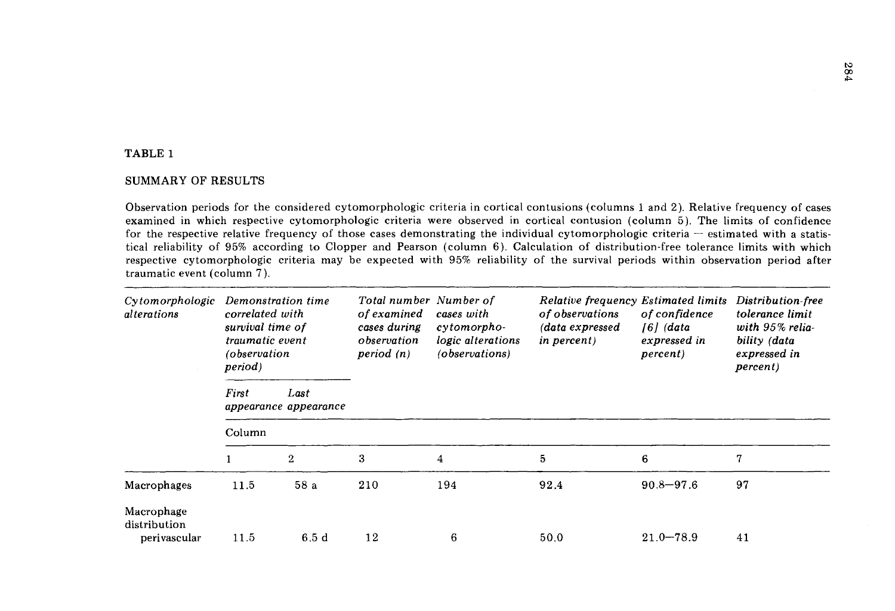TABLE 1

SUMMARY OF RESULTS

Observation periods for the considered cytomorphologic criteria in cortical contusions (columns 1 and 2). Relative frequency of cases examined in which respective cytomorphologic criteria were observed in cortical contusion (column 5). The limits of confidence for the respective relative frequency of those cases demonstrating the individual cytomorphologic criteria — estimated with a statistical reliability of 95% according to Clopper and Pearson (column 6). Calculation of distribution-free tolerance limits with which respective cytomorphologic criteria may be expected with 95% reliability of the survival periods within observation period after traumatic event (column 7).

| *Cytomorphologic alterations* | *Demonstration time correlated with survival time of traumatic event (observation period)* | | *Total number of examined cases during observation period (n)* | *Number of cases with cytomorphologic alterations (observations)* | *Relative frequency of observations (data expressed in percent)* | *Estimated limits of confidence [6] (data expressed in percent)* | *Distribution-free tolerance limit with 95% reliability (data expressed in percent)* |
|---|---|---|---|---|---|---|---|
| | *First appearance* | *Last appearance* | | | | | |
| | Column | | | | | | |
| | 1 | 2 | 3 | 4 | 5 | 6 | 7 |
| Macrophages | 11.5 | 58 a | 210 | 194 | 92.4 | 90.8—97.6 | 97 |
| Macrophage distribution | | | | | | | |
| perivascular | 11.5 | 6.5 d | 12 | 6 | 50.0 | 21.0—78.9 | 41 |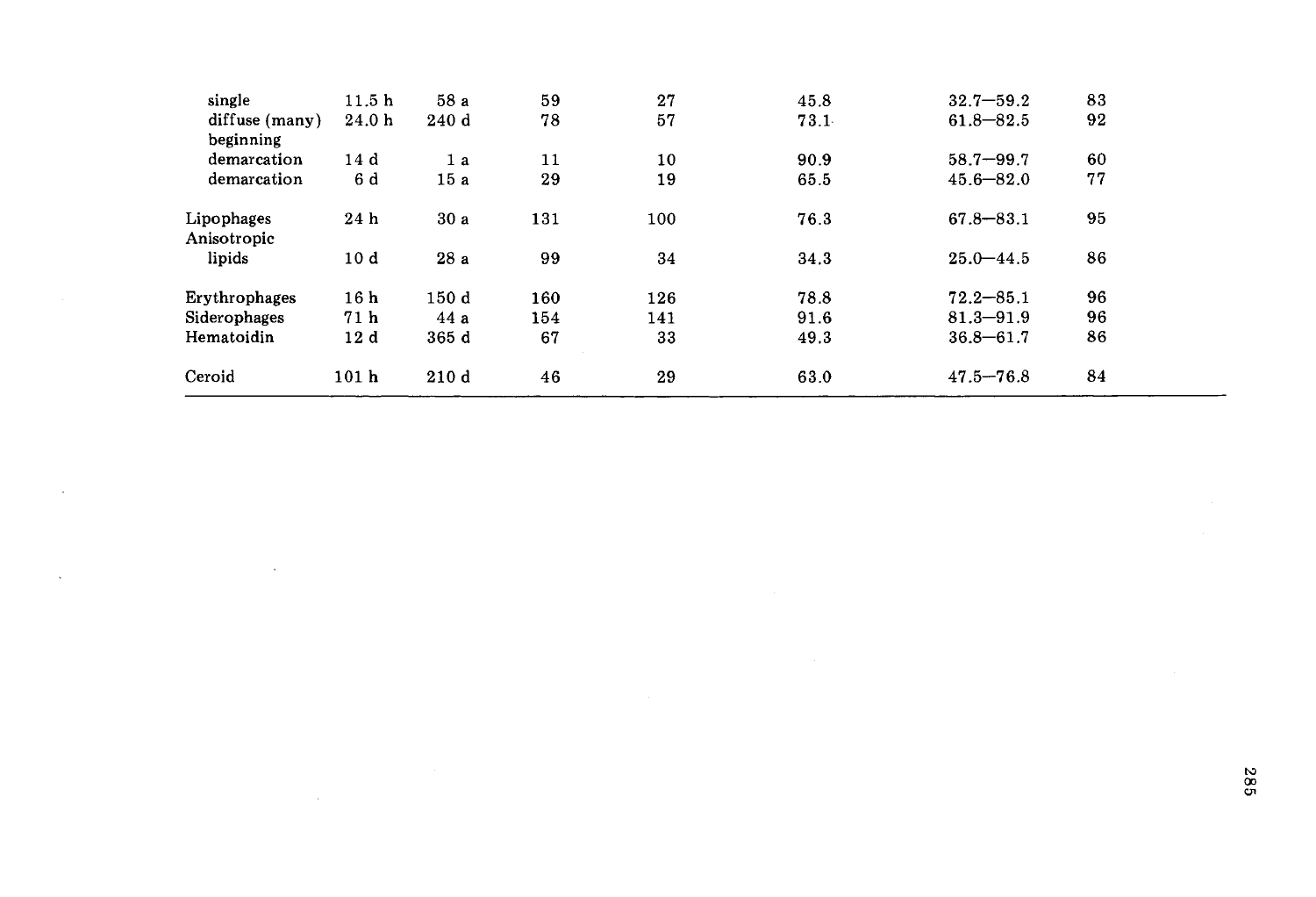| | | | | | | | |
|---|---|---|---|---|---|---|---|
| single | 11.5 h | 58 a | 59 | 27 | 45.8 | 32.7—59.2 | 83 |
| diffuse (many) | 24.0 h | 240 d | 78 | 57 | 73.1 | 61.8—82.5 | 92 |
| beginning demarcation | 14 d | 1 a | 11 | 10 | 90.9 | 58.7—99.7 | 60 |
| demarcation | 6 d | 15 a | 29 | 19 | 65.5 | 45.6—82.0 | 77 |
| Lipophages | 24 h | 30 a | 131 | 100 | 76.3 | 67.8—83.1 | 95 |
| Anisotropic lipids | 10 d | 28 a | 99 | 34 | 34.3 | 25.0—44.5 | 86 |
| Erythrophages | 16 h | 150 d | 160 | 126 | 78.8 | 72.2—85.1 | 96 |
| Siderophages | 71 h | 44 a | 154 | 141 | 91.6 | 81.3—91.9 | 96 |
| Hematoidin | 12 d | 365 d | 67 | 33 | 49.3 | 36.8—61.7 | 86 |
| Ceroid | 101 h | 210 d | 46 | 29 | 63.0 | 47.5—76.8 | 84 |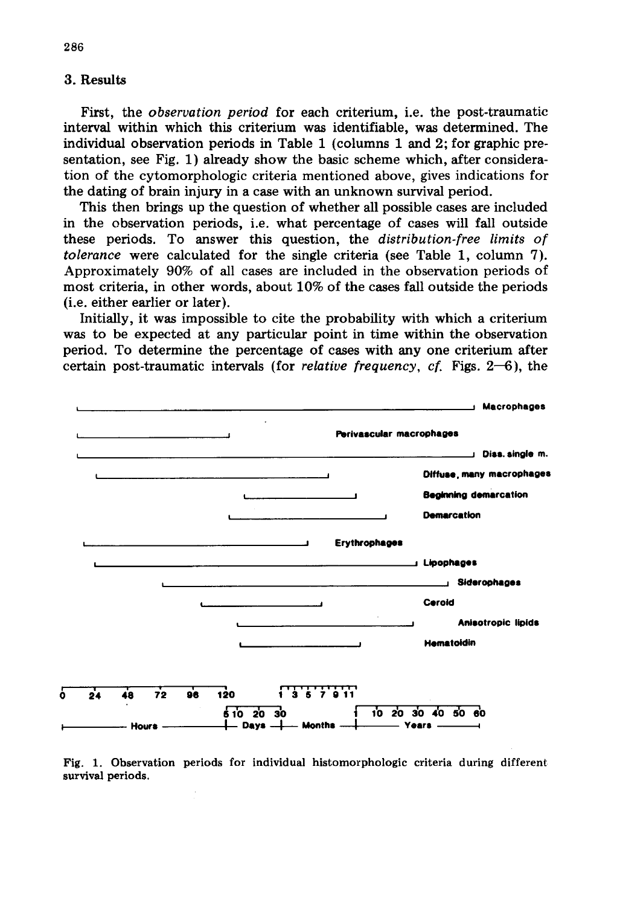## 3. Results

First, the *observation period* for each criterium, i.e. the post-traumatic interval within which this criterium was identifiable, was determined. The individual observation periods in Table 1 (columns 1 and 2; for graphic presentation, see Fig. 1) already show the basic scheme which, after consideration of the cytomorphologic criteria mentioned above, gives indications for the dating of brain injury in a case with an unknown survival period.

This then brings up the question of whether all possible cases are included in the observation periods, i.e. what percentage of cases will fall outside these periods. To answer this question, the *distribution-free limits of tolerance* were calculated for the single criteria (see Table 1, column 7). Approximately 90% of all cases are included in the observation periods of most criteria, in other words, about 10% of the cases fall outside the periods (i.e. either earlier or later).

Initially, it was impossible to cite the probability with which a criterium was to be expected at any particular point in time within the observation period. To determine the percentage of cases with any one criterium after certain post-traumatic intervals (for *relative frequency*, *cf.* Figs. 2–6), the

Macrophages

Perivascular macrophages

Diss. single m.

Diffuse, many macrophages

Beginning demarcation

Demarcation

Erythrophages

Lipophages

Siderophages

Ceroid

Anisotropic lipids

Hematoidin

0 24 48 72 96 120 — Hours; 5 10 20 30 — Days; 1 3 5 7 9 11 — Months; 1 10 20 30 40 50 60 — Years

Fig. 1. Observation periods for individual histomorphologic criteria during different survival periods.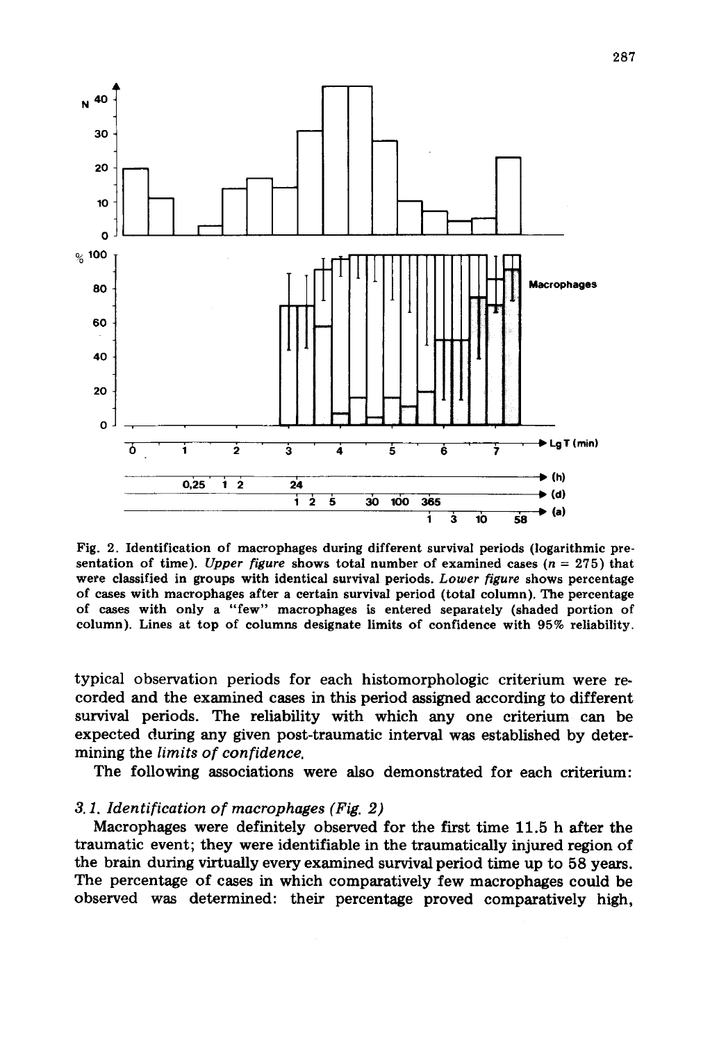Fig. 2. Identification of macrophages during different survival periods (logarithmic presentation of time). *Upper figure* shows total number of examined cases ($n = 275$) that were classified in groups with identical survival periods. *Lower figure* shows percentage of cases with macrophages after a certain survival period (total column). The percentage of cases with only a "few" macrophages is entered separately (shaded portion of column). Lines at top of columns designate limits of confidence with 95% reliability.

typical observation periods for each histomorphologic criterium were recorded and the examined cases in this period assigned according to different survival periods. The reliability with which any one criterium can be expected during any given post-traumatic interval was established by determining the *limits of confidence*.

The following associations were also demonstrated for each criterium:

### *3.1. Identification of macrophages (Fig. 2)*

Macrophages were definitely observed for the first time 11.5 h after the traumatic event; they were identifiable in the traumatically injured region of the brain during virtually every examined survival period time up to 58 years. The percentage of cases in which comparatively few macrophages could be observed was determined: their percentage proved comparatively high,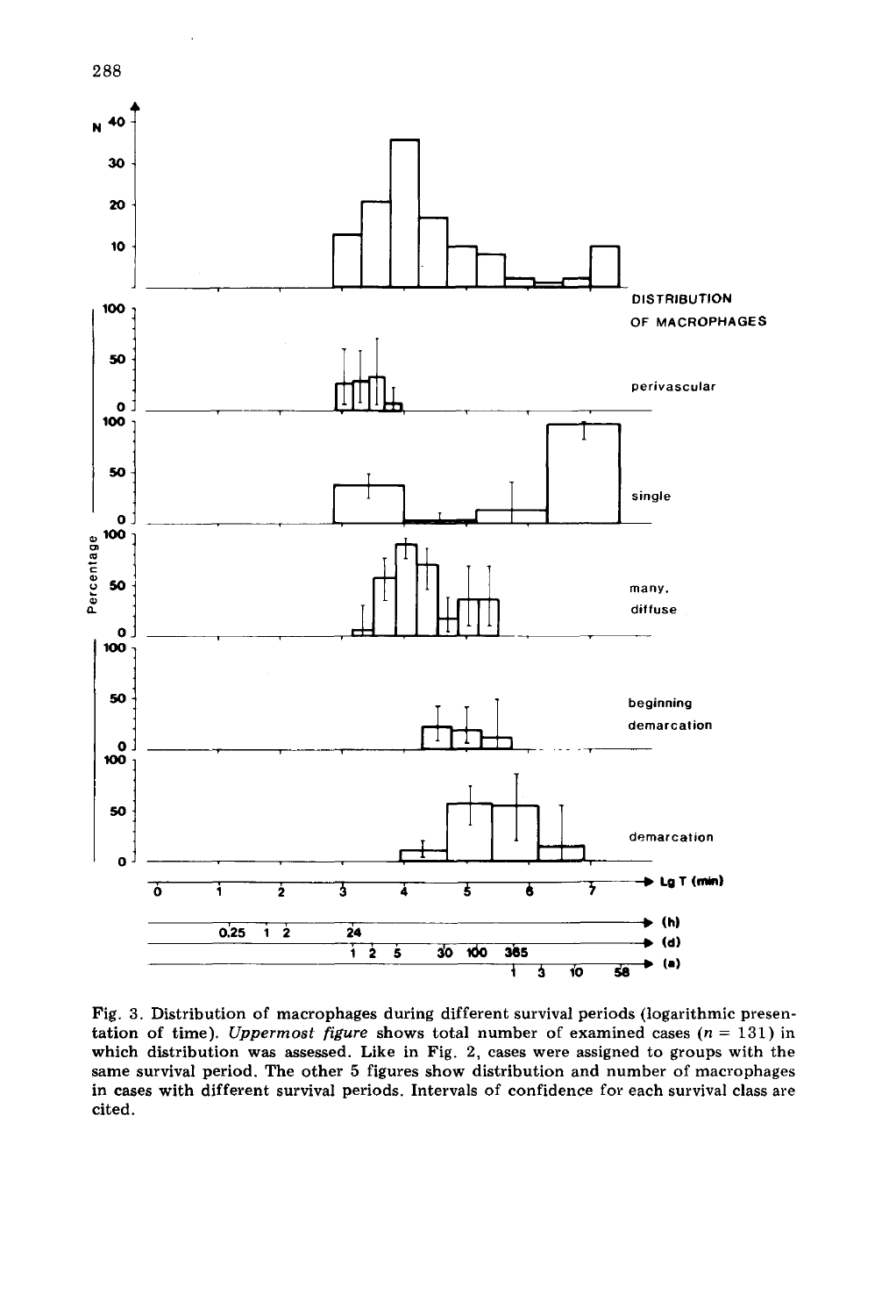Fig. 3. Distribution of macrophages during different survival periods (logarithmic presentation of time). *Uppermost figure* shows total number of examined cases ($n = 131$) in which distribution was assessed. Like in Fig. 2, cases were assigned to groups with the same survival period. The other 5 figures show distribution and number of macrophages in cases with different survival periods. Intervals of confidence for each survival class are cited.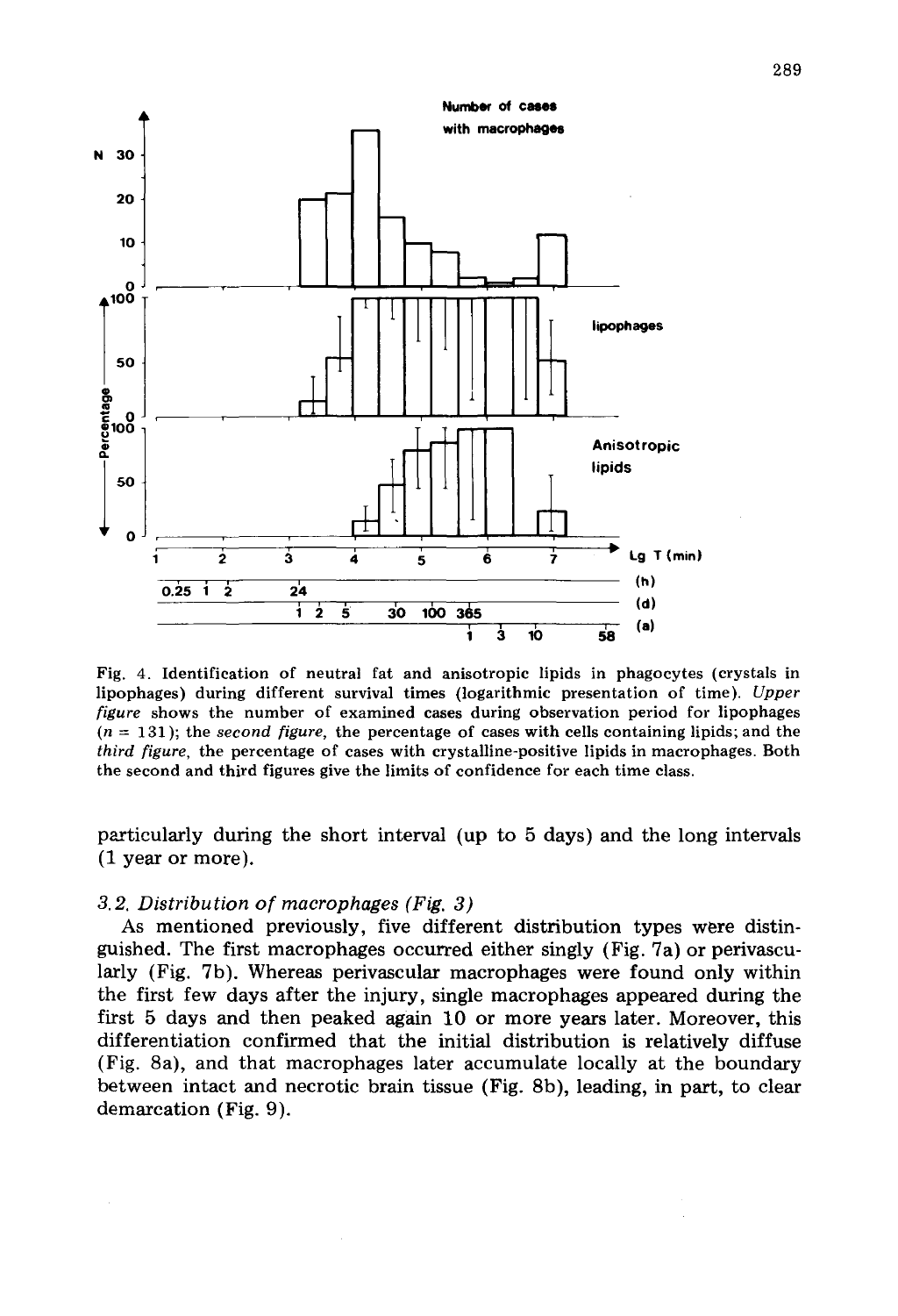Fig. 4. Identification of neutral fat and anisotropic lipids in phagocytes (crystals in lipophages) during different survival times (logarithmic presentation of time). *Upper figure* shows the number of examined cases during observation period for lipophages ($n = 131$); the *second figure*, the percentage of cases with cells containing lipids; and the *third figure*, the percentage of cases with crystalline-positive lipids in macrophages. Both the second and third figures give the limits of confidence for each time class.

particularly during the short interval (up to 5 days) and the long intervals (1 year or more).

### 3.2. Distribution of macrophages (Fig. 3)

As mentioned previously, five different distribution types were distinguished. The first macrophages occurred either singly (Fig. 7a) or perivascularly (Fig. 7b). Whereas perivascular macrophages were found only within the first few days after the injury, single macrophages appeared during the first 5 days and then peaked again 10 or more years later. Moreover, this differentiation confirmed that the initial distribution is relatively diffuse (Fig. 8a), and that macrophages later accumulate locally at the boundary between intact and necrotic brain tissue (Fig. 8b), leading, in part, to clear demarcation (Fig. 9).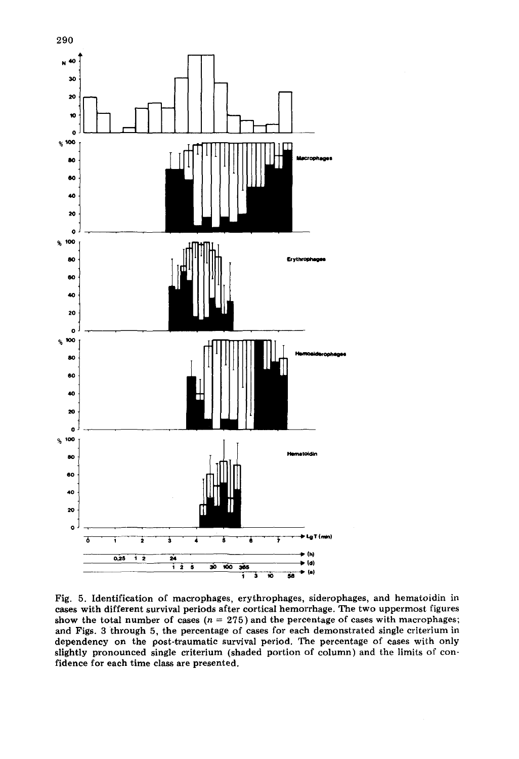Fig. 5. Identification of macrophages, erythrophages, siderophages, and hematoidin in cases with different survival periods after cortical hemorrhage. The two uppermost figures show the total number of cases ($n = 275$) and the percentage of cases with macrophages; and Figs. 3 through 5, the percentage of cases for each demonstrated single criterium in dependency on the post-traumatic survival period. The percentage of cases with only slightly pronounced single criterium (shaded portion of column) and the limits of confidence for each time class are presented.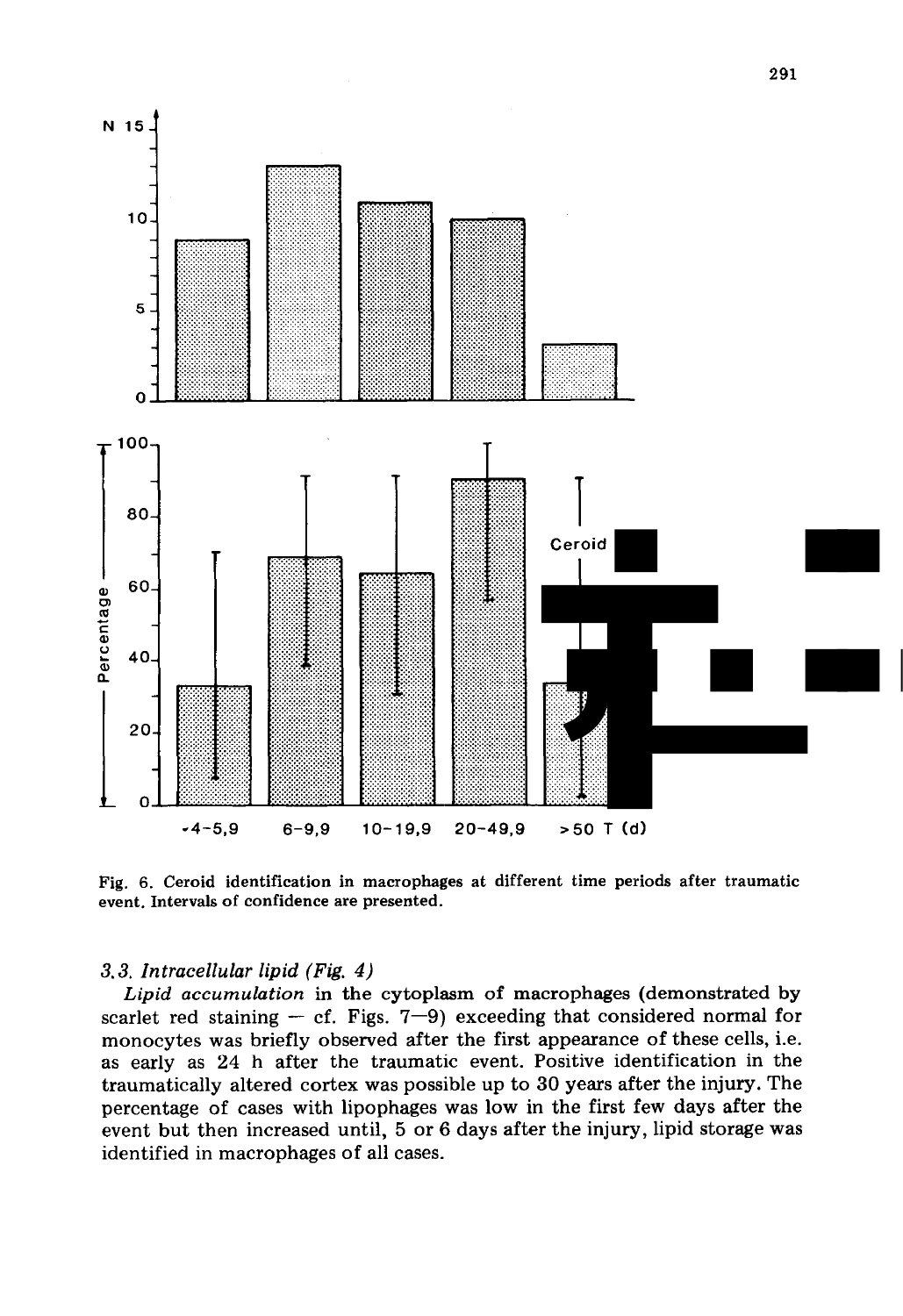Fig. 6. Ceroid identification in macrophages at different time periods after traumatic event. Intervals of confidence are presented.

### 3.3. Intracellular lipid (Fig. 4)

*Lipid accumulation* in the cytoplasm of macrophages (demonstrated by scarlet red staining — cf. Figs. 7—9) exceeding that considered normal for monocytes was briefly observed after the first appearance of these cells, i.e. as early as 24 h after the traumatic event. Positive identification in the traumatically altered cortex was possible up to 30 years after the injury. The percentage of cases with lipophages was low in the first few days after the event but then increased until, 5 or 6 days after the injury, lipid storage was identified in macrophages of all cases.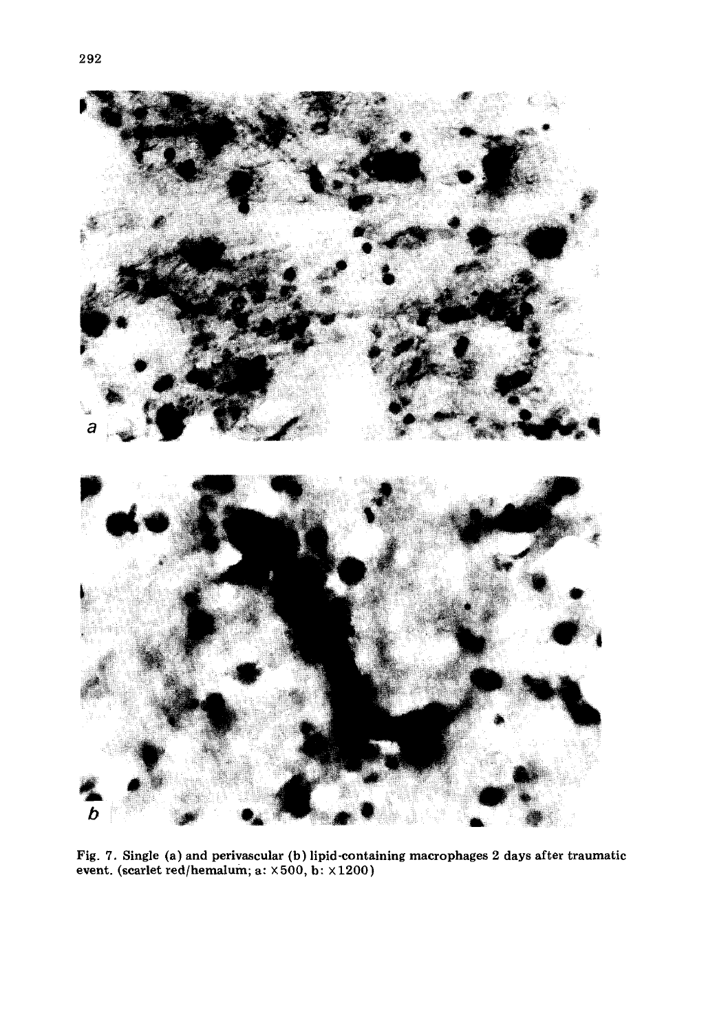Fig. 7. Single (a) and perivascular (b) lipid-containing macrophages 2 days after traumatic event. (scarlet red/hemalum; a: ×500, b: ×1200)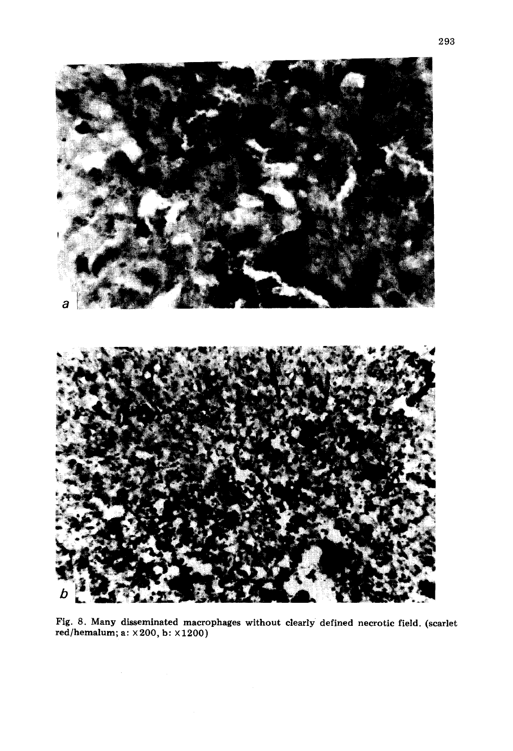Fig. 8. Many disseminated macrophages without clearly defined necrotic field. (scarlet red/hemalum; a: ×200, b: ×1200)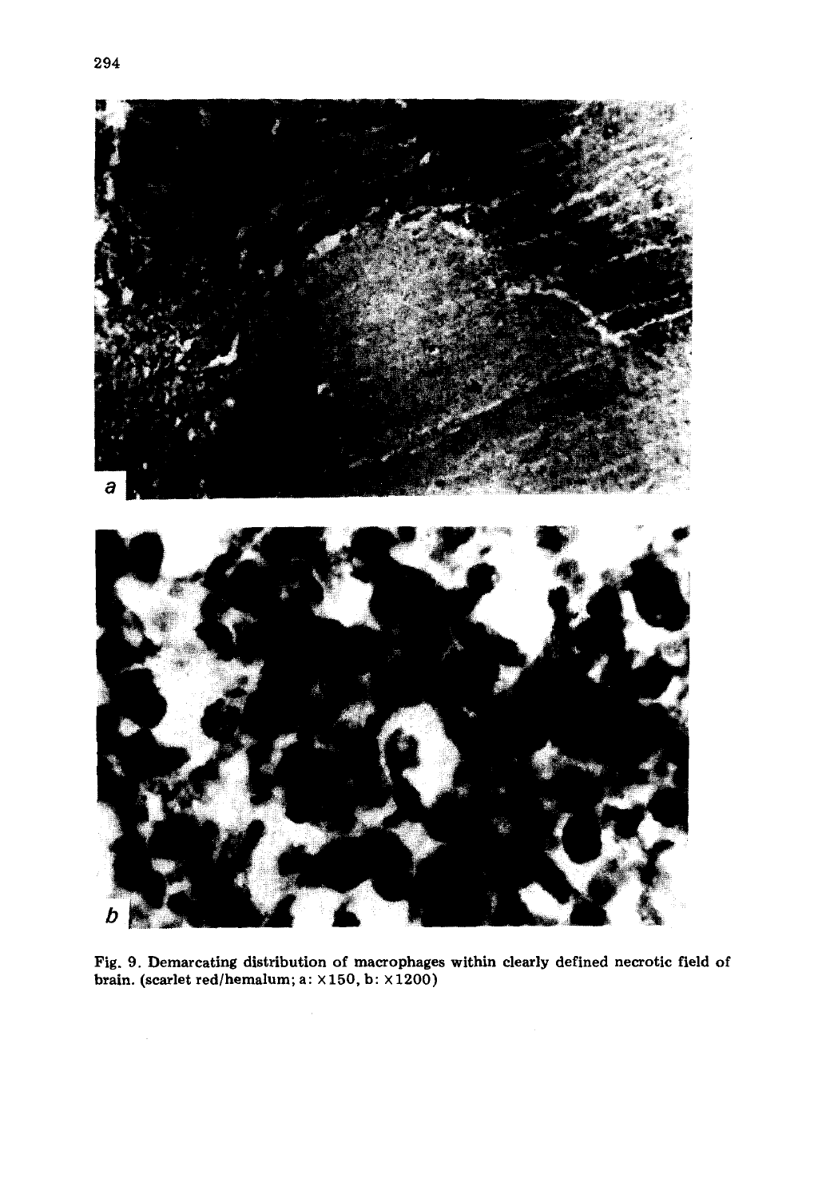Fig. 9. Demarcating distribution of macrophages within clearly defined necrotic field of brain. (scarlet red/hemalum; a: ×150, b: ×1200)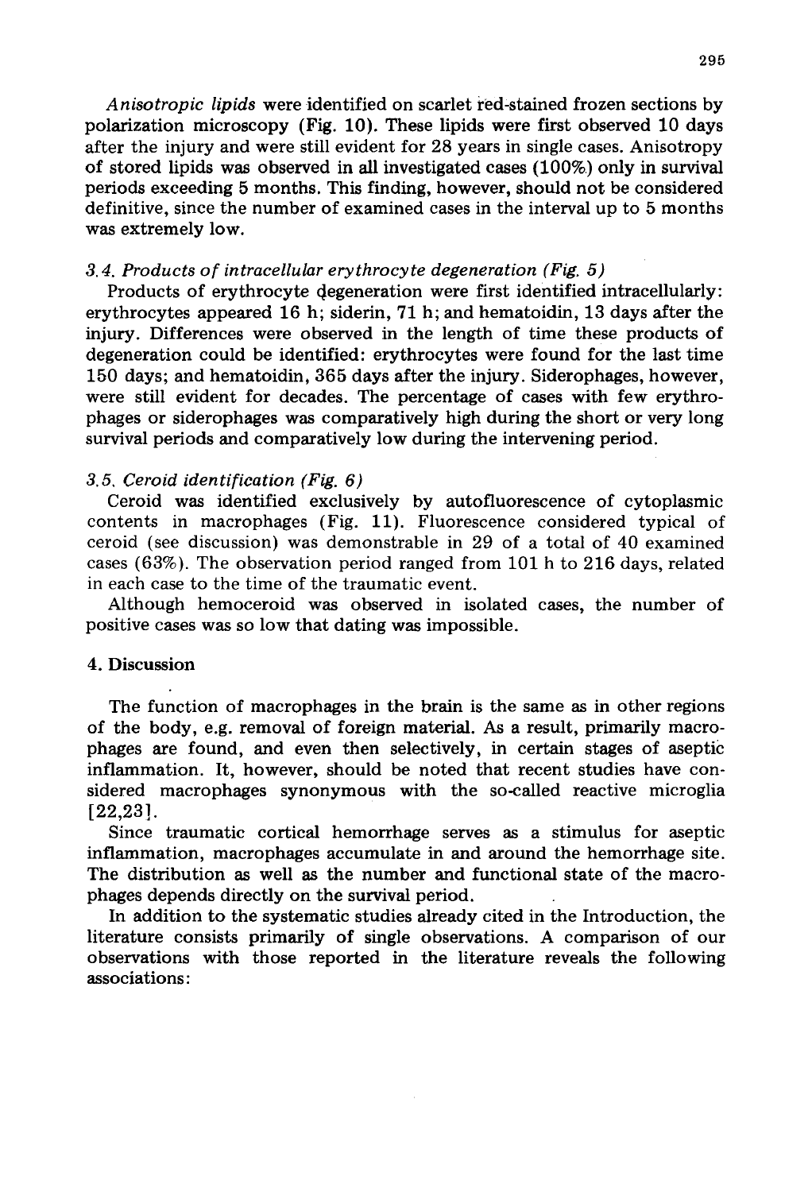*Anisotropic lipids* were identified on scarlet red-stained frozen sections by polarization microscopy (Fig. 10). These lipids were first observed 10 days after the injury and were still evident for 28 years in single cases. Anisotropy of stored lipids was observed in all investigated cases (100%) only in survival periods exceeding 5 months. This finding, however, should not be considered definitive, since the number of examined cases in the interval up to 5 months was extremely low.

### *3.4. Products of intracellular erythrocyte degeneration (Fig. 5)*

Products of erythrocyte degeneration were first identified intracellularly: erythrocytes appeared 16 h; siderin, 71 h; and hematoidin, 13 days after the injury. Differences were observed in the length of time these products of degeneration could be identified: erythrocytes were found for the last time 150 days; and hematoidin, 365 days after the injury. Siderophages, however, were still evident for decades. The percentage of cases with few erythrophages or siderophages was comparatively high during the short or very long survival periods and comparatively low during the intervening period.

### *3.5. Ceroid identification (Fig. 6)*

Ceroid was identified exclusively by autofluorescence of cytoplasmic contents in macrophages (Fig. 11). Fluorescence considered typical of ceroid (see discussion) was demonstrable in 29 of a total of 40 examined cases (63%). The observation period ranged from 101 h to 216 days, related in each case to the time of the traumatic event.

Although hemoceroid was observed in isolated cases, the number of positive cases was so low that dating was impossible.

## 4. Discussion

The function of macrophages in the brain is the same as in other regions of the body, e.g. removal of foreign material. As a result, primarily macrophages are found, and even then selectively, in certain stages of aseptic inflammation. It, however, should be noted that recent studies have considered macrophages synonymous with the so-called reactive microglia [22,23].

Since traumatic cortical hemorrhage serves as a stimulus for aseptic inflammation, macrophages accumulate in and around the hemorrhage site. The distribution as well as the number and functional state of the macrophages depends directly on the survival period.

In addition to the systematic studies already cited in the Introduction, the literature consists primarily of single observations. A comparison of our observations with those reported in the literature reveals the following associations: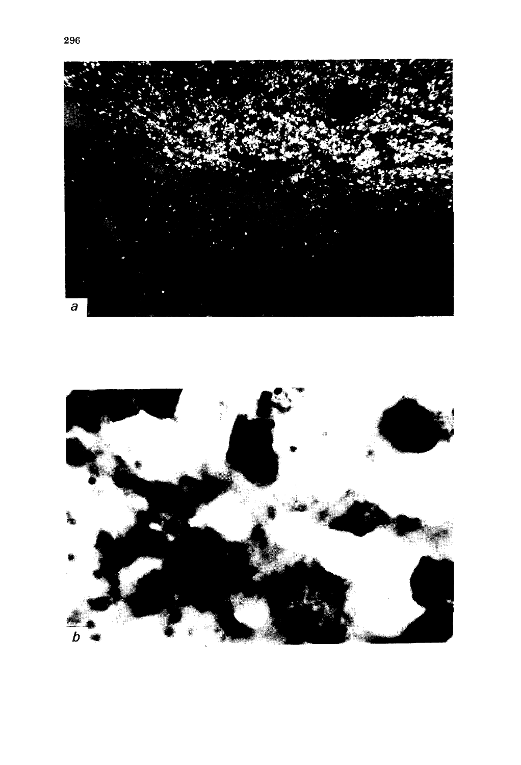a

b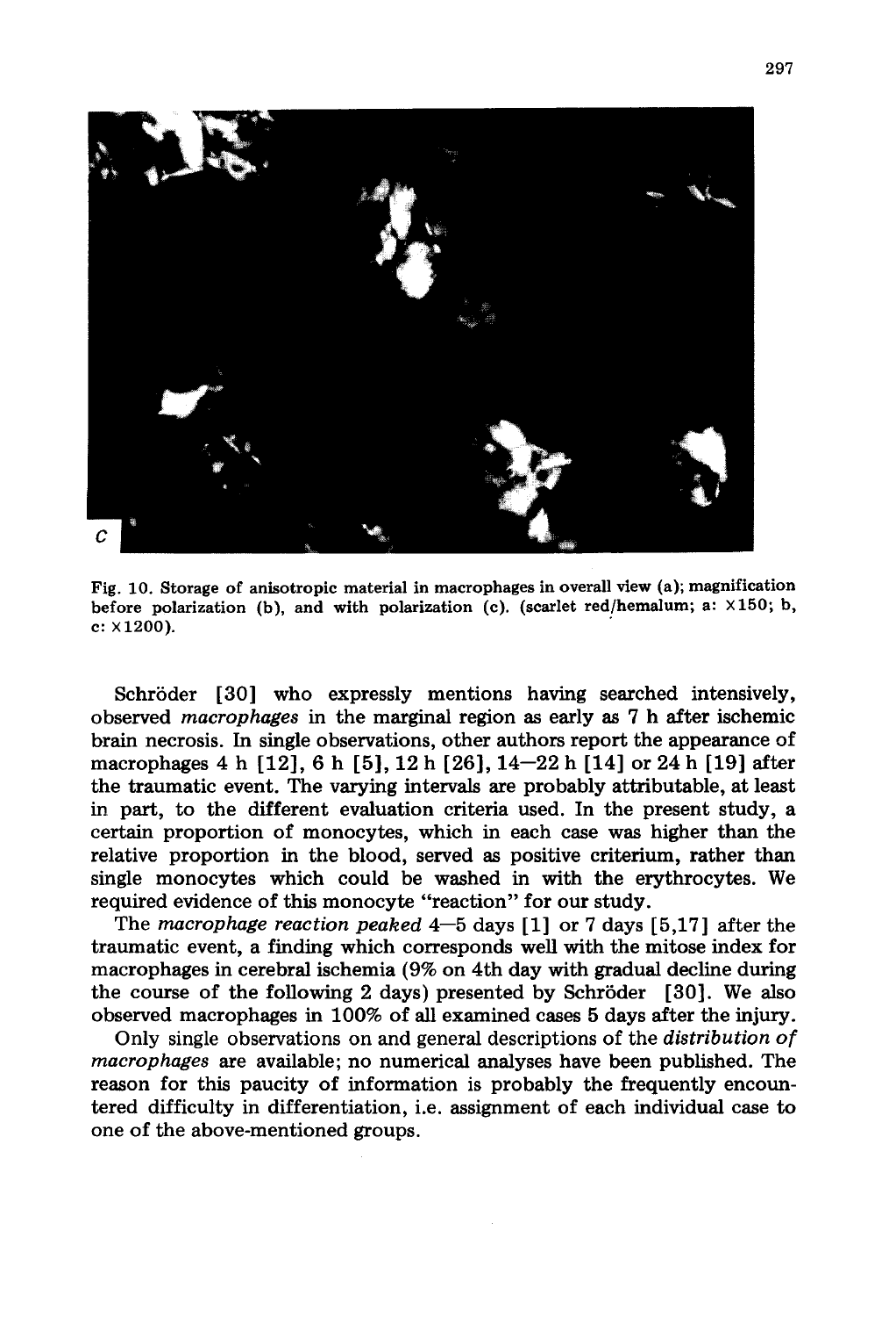Fig. 10. Storage of anisotropic material in macrophages in overall view (a); magnification before polarization (b), and with polarization (c). (scarlet red/hemalum; a: ×150; b, c: ×1200).

Schröder [30] who expressly mentions having searched intensively, observed *macrophages* in the marginal region as early as 7 h after ischemic brain necrosis. In single observations, other authors report the appearance of macrophages 4 h [12], 6 h [5], 12 h [26], 14–22 h [14] or 24 h [19] after the traumatic event. The varying intervals are probably attributable, at least in part, to the different evaluation criteria used. In the present study, a certain proportion of monocytes, which in each case was higher than the relative proportion in the blood, served as positive criterium, rather than single monocytes which could be washed in with the erythrocytes. We required evidence of this monocyte "reaction" for our study.

The *macrophage reaction peaked* 4–5 days [1] or 7 days [5,17] after the traumatic event, a finding which corresponds well with the mitose index for macrophages in cerebral ischemia (9% on 4th day with gradual decline during the course of the following 2 days) presented by Schröder [30]. We also observed macrophages in 100% of all examined cases 5 days after the injury.

Only single observations on and general descriptions of the *distribution of macrophages* are available; no numerical analyses have been published. The reason for this paucity of information is probably the frequently encountered difficulty in differentiation, i.e. assignment of each individual case to one of the above-mentioned groups.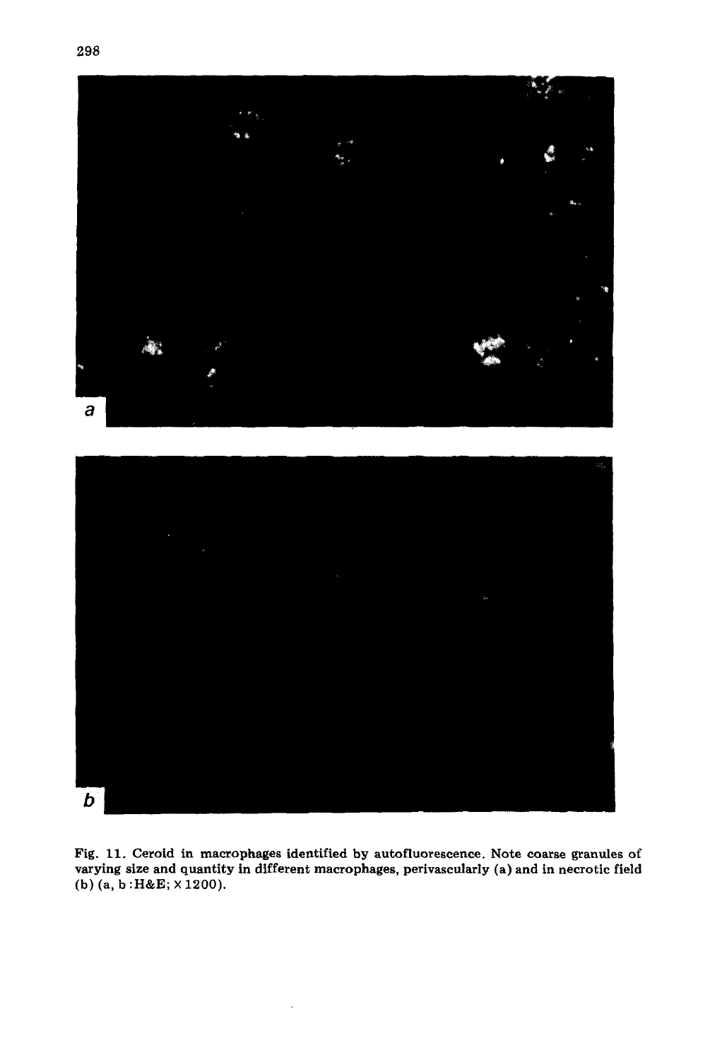Fig. 11. Ceroid in macrophages identified by autofluorescence. Note coarse granules of varying size and quantity in different macrophages, perivascularly (a) and in necrotic field (b) (a, b :H&E; × 1200).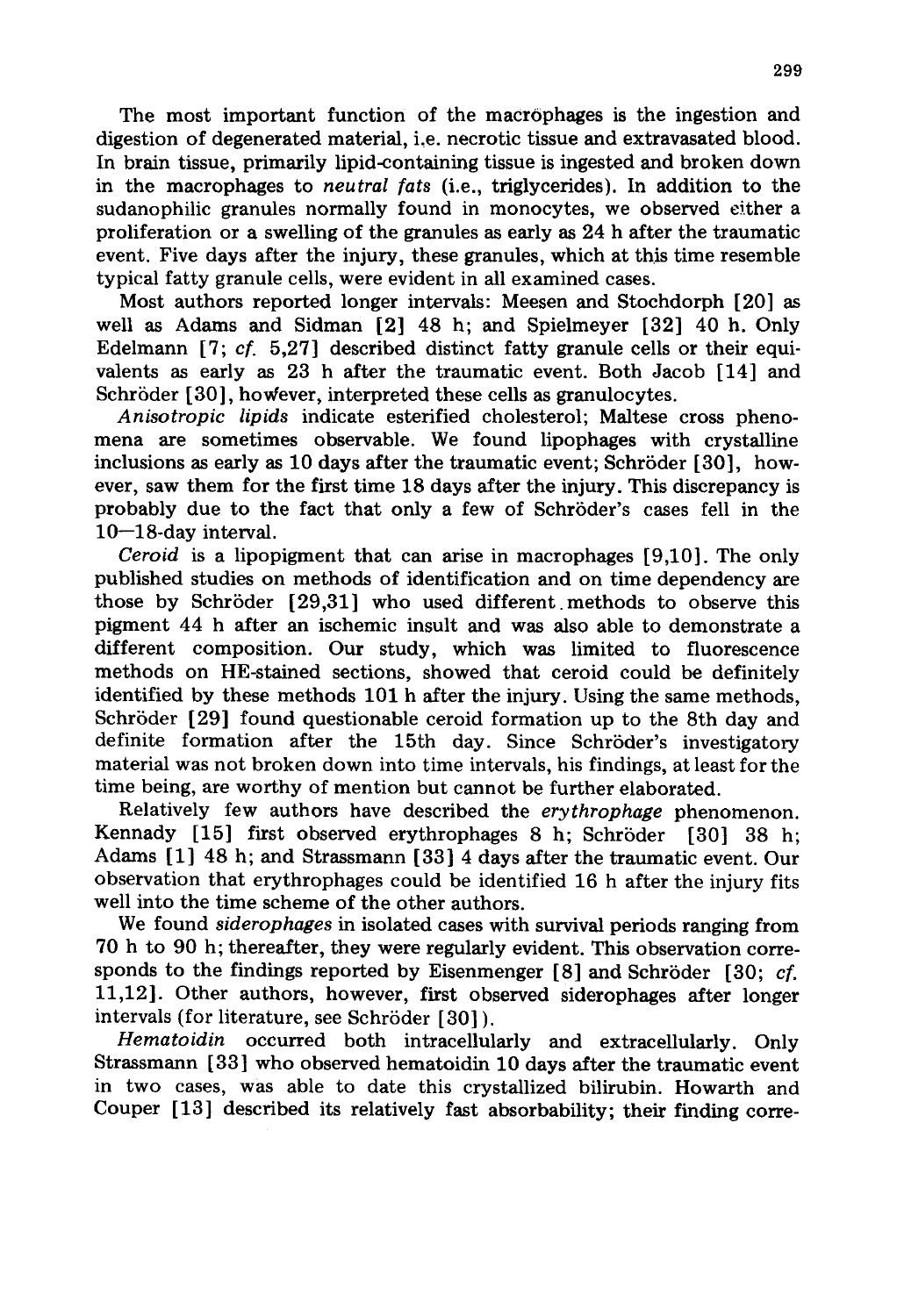The most important function of the macrophages is the ingestion and digestion of degenerated material, i.e. necrotic tissue and extravasated blood. In brain tissue, primarily lipid-containing tissue is ingested and broken down in the macrophages to *neutral fats* (i.e., triglycerides). In addition to the sudanophilic granules normally found in monocytes, we observed either a proliferation or a swelling of the granules as early as 24 h after the traumatic event. Five days after the injury, these granules, which at this time resemble typical fatty granule cells, were evident in all examined cases.

Most authors reported longer intervals: Meesen and Stochdorph [20] as well as Adams and Sidman [2] 48 h; and Spielmeyer [32] 40 h. Only Edelmann [7; *cf.* 5,27] described distinct fatty granule cells or their equivalents as early as 23 h after the traumatic event. Both Jacob [14] and Schröder [30], however, interpreted these cells as granulocytes.

*Anisotropic lipids* indicate esterified cholesterol; Maltese cross phenomena are sometimes observable. We found lipophages with crystalline inclusions as early as 10 days after the traumatic event; Schröder [30], however, saw them for the first time 18 days after the injury. This discrepancy is probably due to the fact that only a few of Schröder's cases fell in the 10—18-day interval.

*Ceroid* is a lipopigment that can arise in macrophages [9,10]. The only published studies on methods of identification and on time dependency are those by Schröder [29,31] who used different methods to observe this pigment 44 h after an ischemic insult and was also able to demonstrate a different composition. Our study, which was limited to fluorescence methods on HE-stained sections, showed that ceroid could be definitely identified by these methods 101 h after the injury. Using the same methods, Schröder [29] found questionable ceroid formation up to the 8th day and definite formation after the 15th day. Since Schröder's investigatory material was not broken down into time intervals, his findings, at least for the time being, are worthy of mention but cannot be further elaborated.

Relatively few authors have described the *erythrophage* phenomenon. Kennady [15] first observed erythrophages 8 h; Schröder [30] 38 h; Adams [1] 48 h; and Strassmann [33] 4 days after the traumatic event. Our observation that erythrophages could be identified 16 h after the injury fits well into the time scheme of the other authors.

We found *siderophages* in isolated cases with survival periods ranging from 70 h to 90 h; thereafter, they were regularly evident. This observation corresponds to the findings reported by Eisenmenger [8] and Schröder [30; *cf.* 11,12]. Other authors, however, first observed siderophages after longer intervals (for literature, see Schröder [30]).

*Hematoidin* occurred both intracellularly and extracellularly. Only Strassmann [33] who observed hematoidin 10 days after the traumatic event in two cases, was able to date this crystallized bilirubin. Howarth and Couper [13] described its relatively fast absorbability; their finding corre-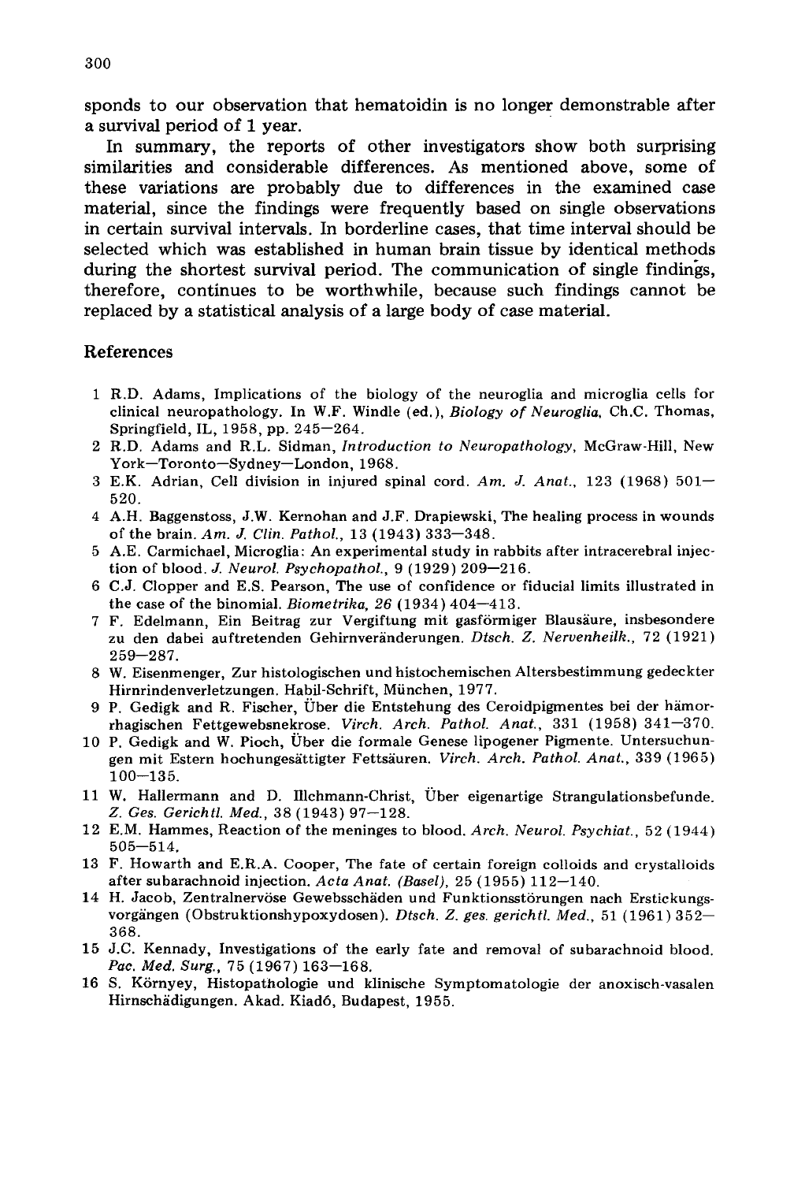sponds to our observation that hematoidin is no longer demonstrable after a survival period of 1 year.

In summary, the reports of other investigators show both surprising similarities and considerable differences. As mentioned above, some of these variations are probably due to differences in the examined case material, since the findings were frequently based on single observations in certain survival intervals. In borderline cases, that time interval should be selected which was established in human brain tissue by identical methods during the shortest survival period. The communication of single findings, therefore, continues to be worthwhile, because such findings cannot be replaced by a statistical analysis of a large body of case material.

## References

1 R.D. Adams, Implications of the biology of the neuroglia and microglia cells for clinical neuropathology. In W.F. Windle (ed.), *Biology of Neuroglia*, Ch.C. Thomas, Springfield, IL, 1958, pp. 245—264.

2 R.D. Adams and R.L. Sidman, *Introduction to Neuropathology*, McGraw-Hill, New York—Toronto—Sydney—London, 1968.

3 E.K. Adrian, Cell division in injured spinal cord. *Am. J. Anat.*, 123 (1968) 501—520.

4 A.H. Baggenstoss, J.W. Kernohan and J.F. Drapiewski, The healing process in wounds of the brain. *Am. J. Clin. Pathol.*, 13 (1943) 333—348.

5 A.E. Carmichael, Microglia: An experimental study in rabbits after intracerebral injection of blood. *J. Neurol. Psychopathol.*, 9 (1929) 209—216.

6 C.J. Clopper and E.S. Pearson, The use of confidence or fiducial limits illustrated in the case of the binomial. *Biometrika, 26* (1934) 404—413.

7 F. Edelmann, Ein Beitrag zur Vergiftung mit gasförmiger Blausäure, insbesondere zu den dabei auftretenden Gehirnveränderungen. *Dtsch. Z. Nervenheilk.*, 72 (1921) 259—287.

8 W. Eisenmenger, Zur histologischen und histochemischen Altersbestimmung gedeckter Hirnrindenverletzungen. Habil-Schrift, München, 1977.

9 P. Gedigk and R. Fischer, Über die Entstehung des Ceroidpigmentes bei der hämorrhagischen Fettgewebsnekrose. *Virch. Arch. Pathol. Anat.*, 331 (1958) 341—370.

10 P. Gedigk and W. Pioch, Über die formale Genese lipogener Pigmente. Untersuchungen mit Estern hochungesättigter Fettsäuren. *Virch. Arch. Pathol. Anat.*, 339 (1965) 100—135.

11 W. Hallermann and D. Illchmann-Christ, Über eigenartige Strangulationsbefunde. *Z. Ges. Gerichtl. Med.*, 38 (1943) 97—128.

12 E.M. Hammes, Reaction of the meninges to blood. *Arch. Neurol. Psychiat.*, 52 (1944) 505—514.

13 F. Howarth and E.R.A. Cooper, The fate of certain foreign colloids and crystalloids after subarachnoid injection. *Acta Anat. (Basel)*, 25 (1955) 112—140.

14 H. Jacob, Zentralnervöse Gewebsschäden und Funktionsstörungen nach Erstickungsvorgängen (Obstruktionshypoxydosen). *Dtsch. Z. ges. gerichtl. Med.*, 51 (1961) 352—368.

15 J.C. Kennady, Investigations of the early fate and removal of subarachnoid blood. *Pac. Med. Surg.*, 75 (1967) 163—168.

16 S. Környey, Histopathologie und klinische Symptomatologie der anoxisch-vasalen Hirnschädigungen. Akad. Kiadó, Budapest, 1955.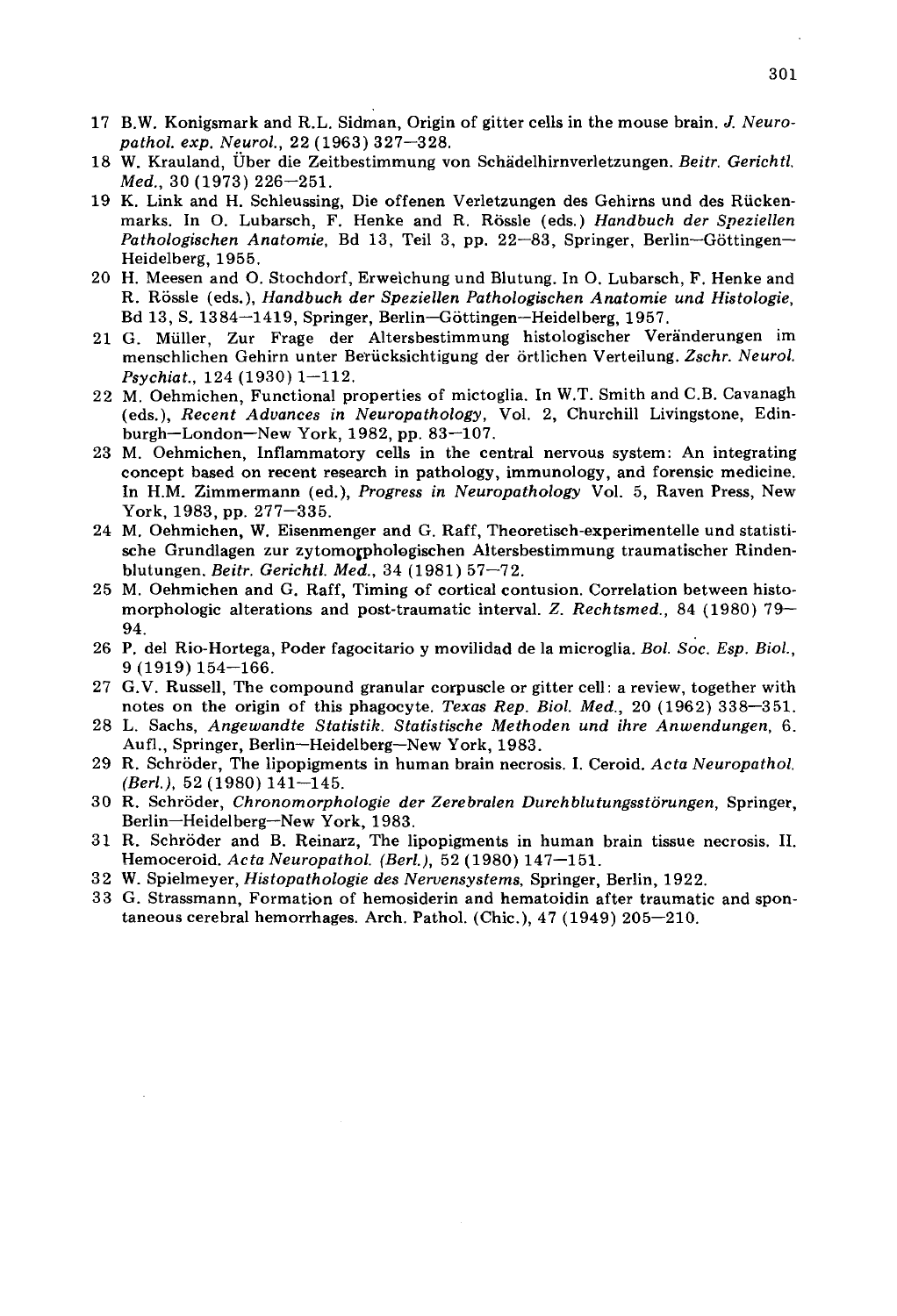17 B.W. Konigsmark and R.L. Sidman, Origin of gitter cells in the mouse brain. *J. Neuropathol. exp. Neurol.*, 22 (1963) 327–328.

18 W. Krauland, Über die Zeitbestimmung von Schädelhirnverletzungen. *Beitr. Gerichtl. Med.*, 30 (1973) 226–251.

19 K. Link and H. Schleussing, Die offenen Verletzungen des Gehirns und des Rückenmarks. In O. Lubarsch, F. Henke and R. Rössle (eds.) *Handbuch der Speziellen Pathologischen Anatomie*, Bd 13, Teil 3, pp. 22–83, Springer, Berlin–Göttingen–Heidelberg, 1955.

20 H. Meesen and O. Stochdorf, Erweichung und Blutung. In O. Lubarsch, F. Henke and R. Rössle (eds.), *Handbuch der Speziellen Pathologischen Anatomie und Histologie*, Bd 13, S. 1384–1419, Springer, Berlin–Göttingen–Heidelberg, 1957.

21 G. Müller, Zur Frage der Altersbestimmung histologischer Veränderungen im menschlichen Gehirn unter Berücksichtigung der örtlichen Verteilung. *Zschr. Neurol. Psychiat.*, 124 (1930) 1–112.

22 M. Oehmichen, Functional properties of mictoglia. In W.T. Smith and C.B. Cavanagh (eds.), *Recent Advances in Neuropathology*, Vol. 2, Churchill Livingstone, Edinburgh–London–New York, 1982, pp. 83–107.

23 M. Oehmichen, Inflammatory cells in the central nervous system: An integrating concept based on recent research in pathology, immunology, and forensic medicine. In H.M. Zimmermann (ed.), *Progress in Neuropathology* Vol. 5, Raven Press, New York, 1983, pp. 277–335.

24 M. Oehmichen, W. Eisenmenger and G. Raff, Theoretisch-experimentelle und statistische Grundlagen zur zytomorphologischen Altersbestimmung traumatischer Rindenblutungen. *Beitr. Gerichtl. Med.*, 34 (1981) 57–72.

25 M. Oehmichen and G. Raff, Timing of cortical contusion. Correlation between histomorphologic alterations and post-traumatic interval. *Z. Rechtsmed.*, 84 (1980) 79–94.

26 P. del Rio-Hortega, Poder fagocitario y movilidad de la microglia. *Bol. Soc. Esp. Biol.*, 9 (1919) 154–166.

27 G.V. Russell, The compound granular corpuscle or gitter cell: a review, together with notes on the origin of this phagocyte. *Texas Rep. Biol. Med.*, 20 (1962) 338–351.

28 L. Sachs, *Angewandte Statistik. Statistische Methoden und ihre Anwendungen*, 6. Aufl., Springer, Berlin–Heidelberg–New York, 1983.

29 R. Schröder, The lipopigments in human brain necrosis. I. Ceroid. *Acta Neuropathol. (Berl.)*, 52 (1980) 141–145.

30 R. Schröder, *Chronomorphologie der Zerebralen Durchblutungsstörungen*, Springer, Berlin–Heidelberg–New York, 1983.

31 R. Schröder and B. Reinarz, The lipopigments in human brain tissue necrosis. II. Hemoceroid. *Acta Neuropathol. (Berl.)*, 52 (1980) 147–151.

32 W. Spielmeyer, *Histopathologie des Nervensystems*, Springer, Berlin, 1922.

33 G. Strassmann, Formation of hemosiderin and hematoidin after traumatic and spontaneous cerebral hemorrhages. Arch. Pathol. (Chic.), 47 (1949) 205–210.